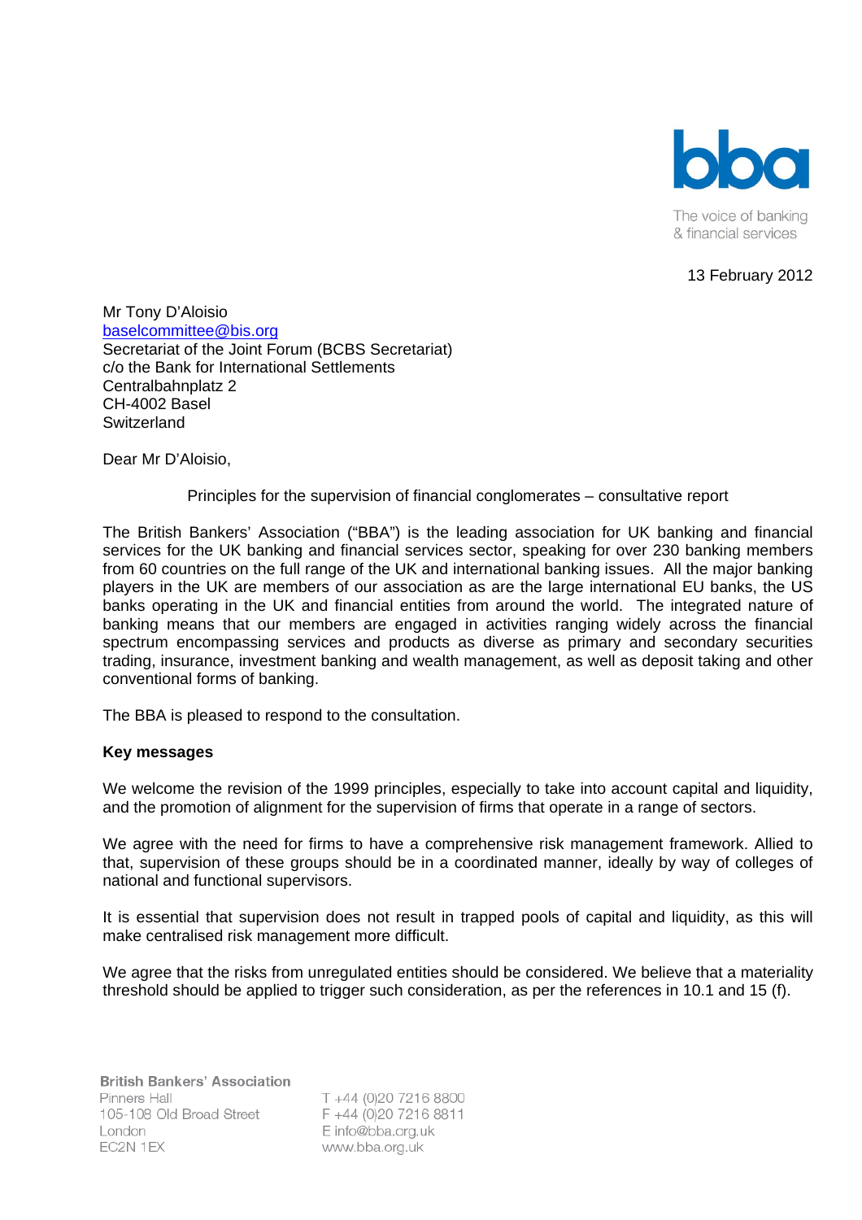bba

The voice of banking & financial services

13 February 2012

Mr Tony D'Aloisio
baselcommittee@bis.org
Secretariat of the Joint Forum (BCBS Secretariat)
c/o the Bank for International Settlements
Centralbahnplatz 2
CH-4002 Basel
Switzerland

Dear Mr D'Aloisio,

Principles for the supervision of financial conglomerates – consultative report

The British Bankers' Association ("BBA") is the leading association for UK banking and financial services for the UK banking and financial services sector, speaking for over 230 banking members from 60 countries on the full range of the UK and international banking issues. All the major banking players in the UK are members of our association as are the large international EU banks, the US banks operating in the UK and financial entities from around the world. The integrated nature of banking means that our members are engaged in activities ranging widely across the financial spectrum encompassing services and products as diverse as primary and secondary securities trading, insurance, investment banking and wealth management, as well as deposit taking and other conventional forms of banking.

The BBA is pleased to respond to the consultation.

**Key messages**

We welcome the revision of the 1999 principles, especially to take into account capital and liquidity, and the promotion of alignment for the supervision of firms that operate in a range of sectors.

We agree with the need for firms to have a comprehensive risk management framework. Allied to that, supervision of these groups should be in a coordinated manner, ideally by way of colleges of national and functional supervisors.

It is essential that supervision does not result in trapped pools of capital and liquidity, as this will make centralised risk management more difficult.

We agree that the risks from unregulated entities should be considered. We believe that a materiality threshold should be applied to trigger such consideration, as per the references in 10.1 and 15 (f).

**British Bankers' Association**
Pinners Hall
105-108 Old Broad Street
London
EC2N 1EX

T +44 (0)20 7216 8800
F +44 (0)20 7216 8811
E info@bba.org.uk
www.bba.org.uk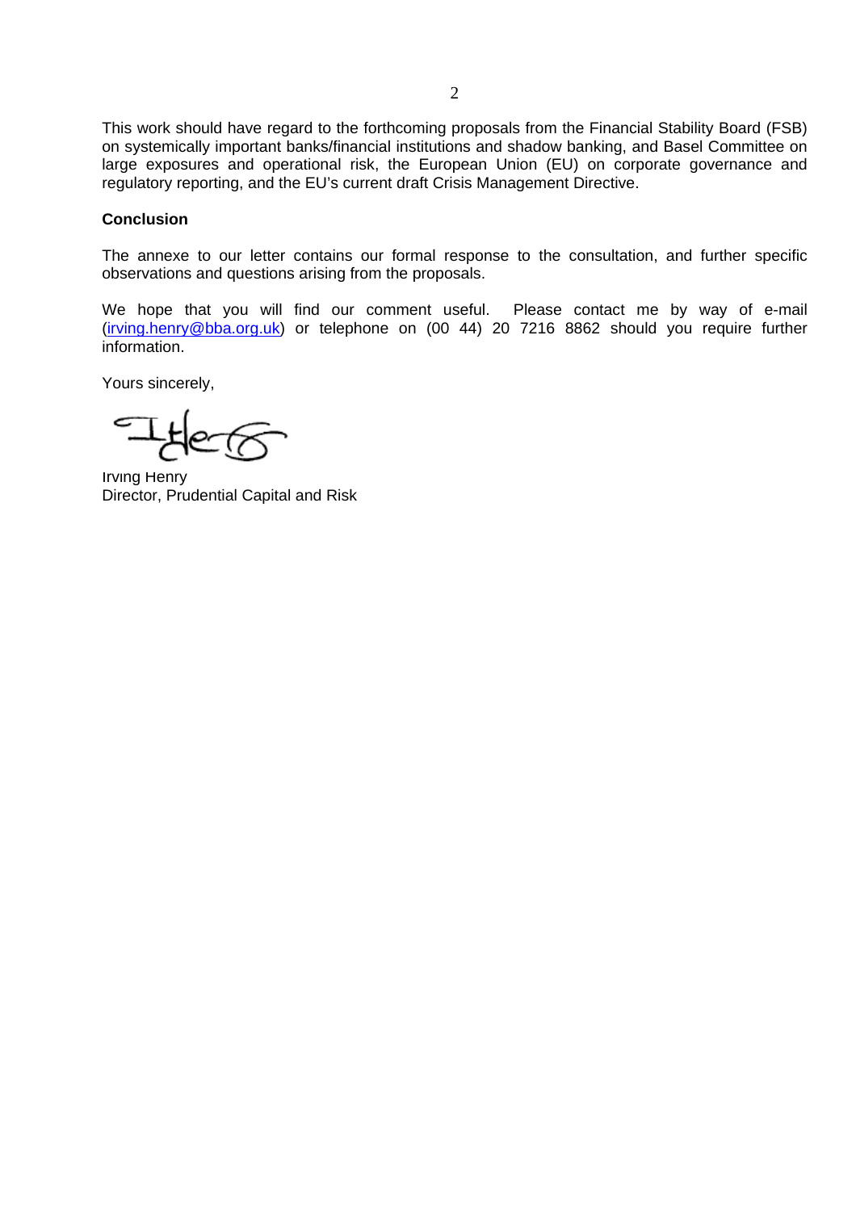This work should have regard to the forthcoming proposals from the Financial Stability Board (FSB) on systemically important banks/financial institutions and shadow banking, and Basel Committee on large exposures and operational risk, the European Union (EU) on corporate governance and regulatory reporting, and the EU's current draft Crisis Management Directive.

**Conclusion**

The annexe to our letter contains our formal response to the consultation, and further specific observations and questions arising from the proposals.

We hope that you will find our comment useful. Please contact me by way of e-mail (irving.henry@bba.org.uk) or telephone on (00 44) 20 7216 8862 should you require further information.

Yours sincerely,

Irving Henry
Director, Prudential Capital and Risk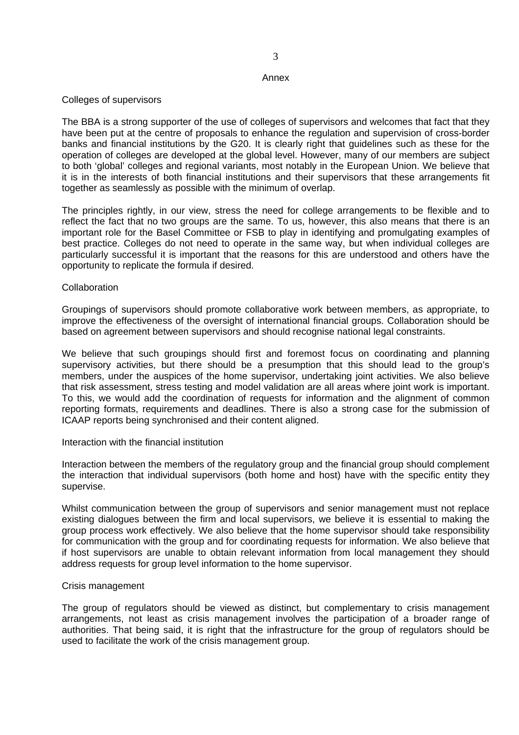# Annex

## Colleges of supervisors

The BBA is a strong supporter of the use of colleges of supervisors and welcomes that fact that they have been put at the centre of proposals to enhance the regulation and supervision of cross-border banks and financial institutions by the G20. It is clearly right that guidelines such as these for the operation of colleges are developed at the global level. However, many of our members are subject to both 'global' colleges and regional variants, most notably in the European Union. We believe that it is in the interests of both financial institutions and their supervisors that these arrangements fit together as seamlessly as possible with the minimum of overlap.

The principles rightly, in our view, stress the need for college arrangements to be flexible and to reflect the fact that no two groups are the same. To us, however, this also means that there is an important role for the Basel Committee or FSB to play in identifying and promulgating examples of best practice. Colleges do not need to operate in the same way, but when individual colleges are particularly successful it is important that the reasons for this are understood and others have the opportunity to replicate the formula if desired.

## Collaboration

Groupings of supervisors should promote collaborative work between members, as appropriate, to improve the effectiveness of the oversight of international financial groups. Collaboration should be based on agreement between supervisors and should recognise national legal constraints.

We believe that such groupings should first and foremost focus on coordinating and planning supervisory activities, but there should be a presumption that this should lead to the group's members, under the auspices of the home supervisor, undertaking joint activities. We also believe that risk assessment, stress testing and model validation are all areas where joint work is important. To this, we would add the coordination of requests for information and the alignment of common reporting formats, requirements and deadlines. There is also a strong case for the submission of ICAAP reports being synchronised and their content aligned.

## Interaction with the financial institution

Interaction between the members of the regulatory group and the financial group should complement the interaction that individual supervisors (both home and host) have with the specific entity they supervise.

Whilst communication between the group of supervisors and senior management must not replace existing dialogues between the firm and local supervisors, we believe it is essential to making the group process work effectively. We also believe that the home supervisor should take responsibility for communication with the group and for coordinating requests for information. We also believe that if host supervisors are unable to obtain relevant information from local management they should address requests for group level information to the home supervisor.

## Crisis management

The group of regulators should be viewed as distinct, but complementary to crisis management arrangements, not least as crisis management involves the participation of a broader range of authorities. That being said, it is right that the infrastructure for the group of regulators should be used to facilitate the work of the crisis management group.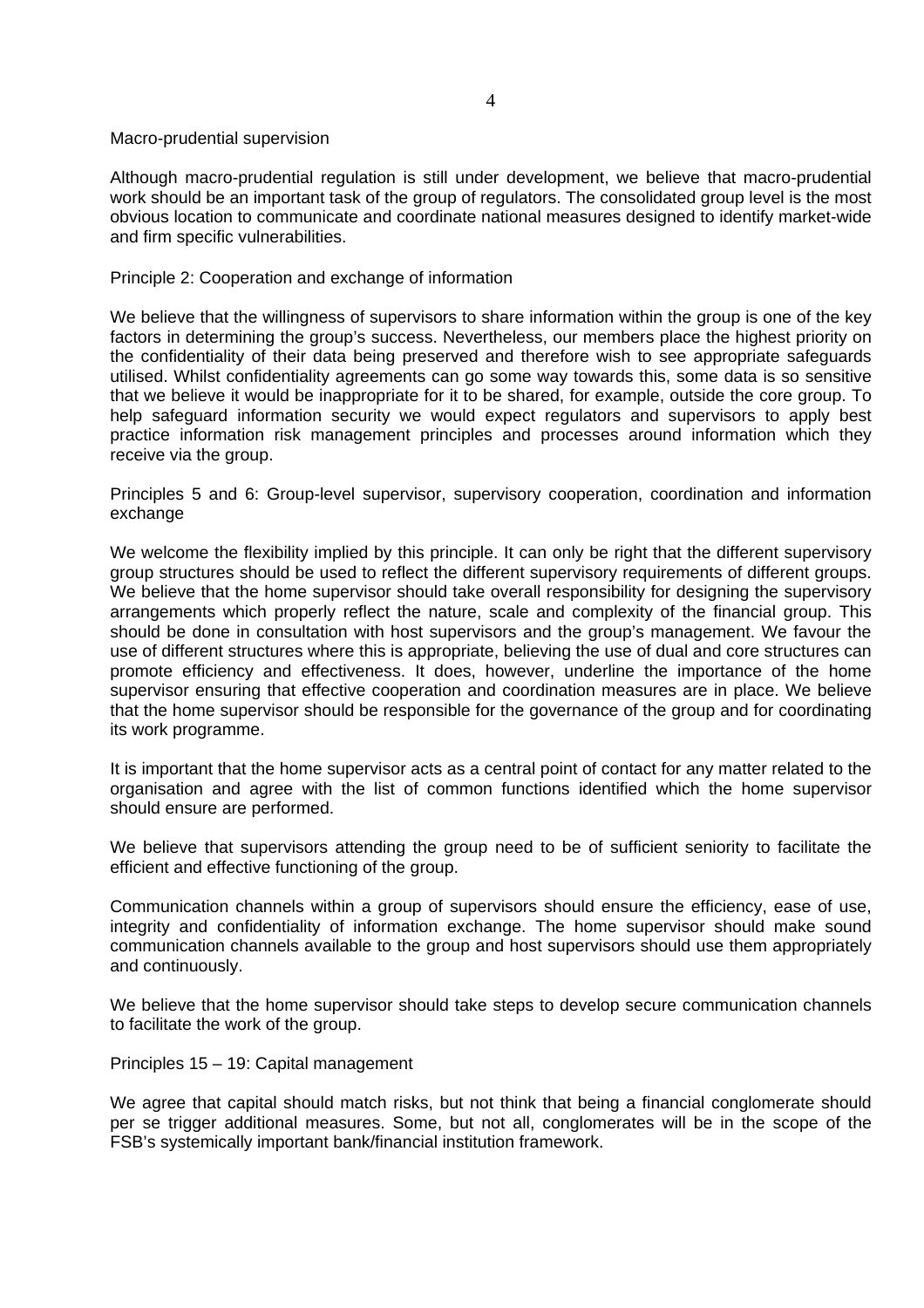Macro-prudential supervision

Although macro-prudential regulation is still under development, we believe that macro-prudential work should be an important task of the group of regulators. The consolidated group level is the most obvious location to communicate and coordinate national measures designed to identify market-wide and firm specific vulnerabilities.

Principle 2: Cooperation and exchange of information

We believe that the willingness of supervisors to share information within the group is one of the key factors in determining the group's success. Nevertheless, our members place the highest priority on the confidentiality of their data being preserved and therefore wish to see appropriate safeguards utilised. Whilst confidentiality agreements can go some way towards this, some data is so sensitive that we believe it would be inappropriate for it to be shared, for example, outside the core group. To help safeguard information security we would expect regulators and supervisors to apply best practice information risk management principles and processes around information which they receive via the group.

Principles 5 and 6: Group-level supervisor, supervisory cooperation, coordination and information exchange

We welcome the flexibility implied by this principle. It can only be right that the different supervisory group structures should be used to reflect the different supervisory requirements of different groups. We believe that the home supervisor should take overall responsibility for designing the supervisory arrangements which properly reflect the nature, scale and complexity of the financial group. This should be done in consultation with host supervisors and the group's management. We favour the use of different structures where this is appropriate, believing the use of dual and core structures can promote efficiency and effectiveness. It does, however, underline the importance of the home supervisor ensuring that effective cooperation and coordination measures are in place. We believe that the home supervisor should be responsible for the governance of the group and for coordinating its work programme.

It is important that the home supervisor acts as a central point of contact for any matter related to the organisation and agree with the list of common functions identified which the home supervisor should ensure are performed.

We believe that supervisors attending the group need to be of sufficient seniority to facilitate the efficient and effective functioning of the group.

Communication channels within a group of supervisors should ensure the efficiency, ease of use, integrity and confidentiality of information exchange. The home supervisor should make sound communication channels available to the group and host supervisors should use them appropriately and continuously.

We believe that the home supervisor should take steps to develop secure communication channels to facilitate the work of the group.

Principles 15 – 19: Capital management

We agree that capital should match risks, but not think that being a financial conglomerate should per se trigger additional measures. Some, but not all, conglomerates will be in the scope of the FSB's systemically important bank/financial institution framework.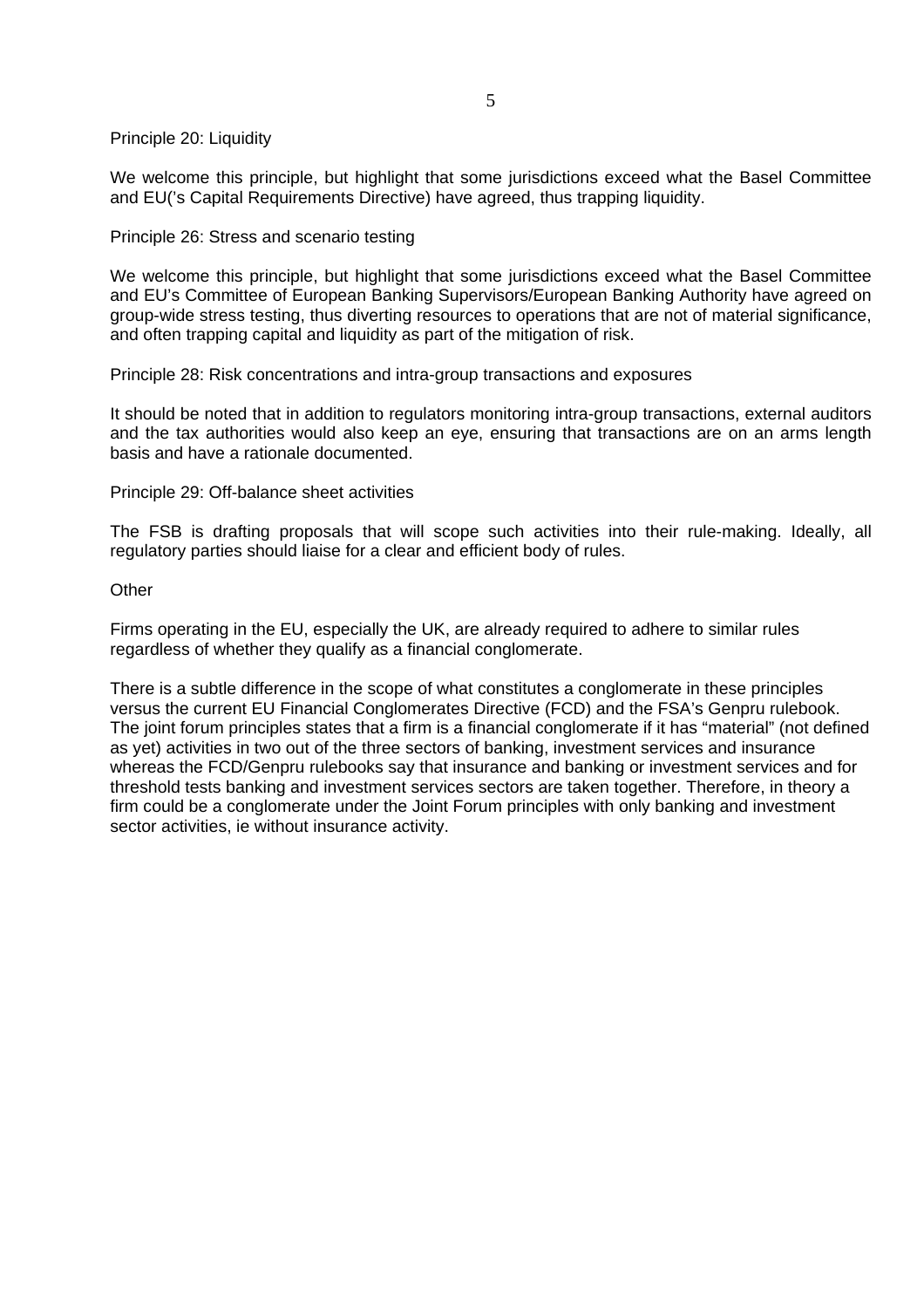Principle 20: Liquidity

We welcome this principle, but highlight that some jurisdictions exceed what the Basel Committee and EU('s Capital Requirements Directive) have agreed, thus trapping liquidity.

Principle 26: Stress and scenario testing

We welcome this principle, but highlight that some jurisdictions exceed what the Basel Committee and EU's Committee of European Banking Supervisors/European Banking Authority have agreed on group-wide stress testing, thus diverting resources to operations that are not of material significance, and often trapping capital and liquidity as part of the mitigation of risk.

Principle 28: Risk concentrations and intra-group transactions and exposures

It should be noted that in addition to regulators monitoring intra-group transactions, external auditors and the tax authorities would also keep an eye, ensuring that transactions are on an arms length basis and have a rationale documented.

Principle 29: Off-balance sheet activities

The FSB is drafting proposals that will scope such activities into their rule-making. Ideally, all regulatory parties should liaise for a clear and efficient body of rules.

Other

Firms operating in the EU, especially the UK, are already required to adhere to similar rules regardless of whether they qualify as a financial conglomerate.

There is a subtle difference in the scope of what constitutes a conglomerate in these principles versus the current EU Financial Conglomerates Directive (FCD) and the FSA's Genpru rulebook. The joint forum principles states that a firm is a financial conglomerate if it has "material" (not defined as yet) activities in two out of the three sectors of banking, investment services and insurance whereas the FCD/Genpru rulebooks say that insurance and banking or investment services and for threshold tests banking and investment services sectors are taken together. Therefore, in theory a firm could be a conglomerate under the Joint Forum principles with only banking and investment sector activities, ie without insurance activity.